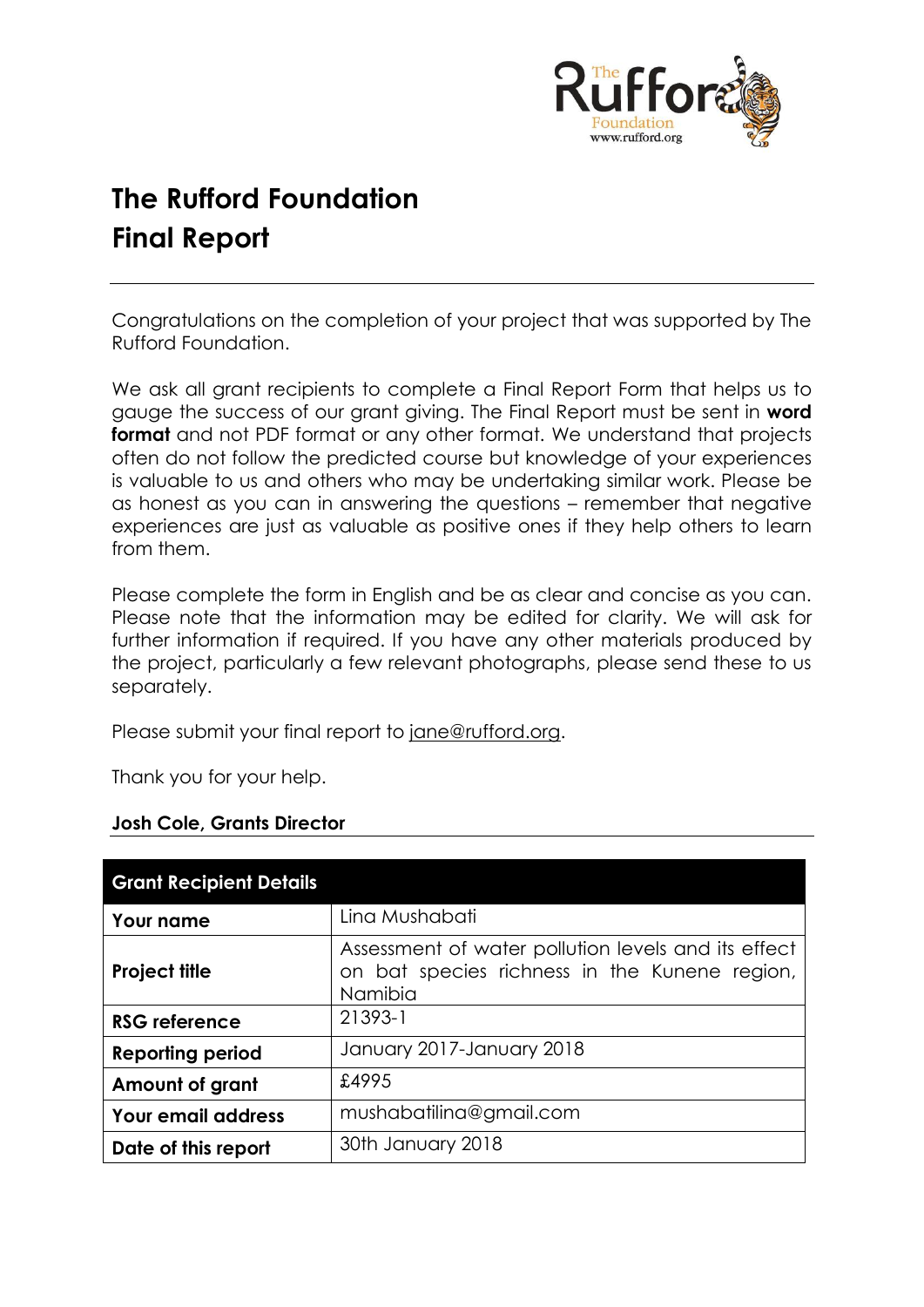# The Rufford Foundation
# Final Report

Congratulations on the completion of your project that was supported by The Rufford Foundation.

We ask all grant recipients to complete a Final Report Form that helps us to gauge the success of our grant giving. The Final Report must be sent in **word format** and not PDF format or any other format. We understand that projects often do not follow the predicted course but knowledge of your experiences is valuable to us and others who may be undertaking similar work. Please be as honest as you can in answering the questions – remember that negative experiences are just as valuable as positive ones if they help others to learn from them.

Please complete the form in English and be as clear and concise as you can. Please note that the information may be edited for clarity. We will ask for further information if required. If you have any other materials produced by the project, particularly a few relevant photographs, please send these to us separately.

Please submit your final report to jane@rufford.org.

Thank you for your help.

**Josh Cole, Grants Director**

| Grant Recipient Details | |
|---|---|
| **Your name** | Lina Mushabati |
| **Project title** | Assessment of water pollution levels and its effect on bat species richness in the Kunene region, Namibia |
| **RSG reference** | 21393-1 |
| **Reporting period** | January 2017-January 2018 |
| **Amount of grant** | £4995 |
| **Your email address** | mushabatilina@gmail.com |
| **Date of this report** | 30th January 2018 |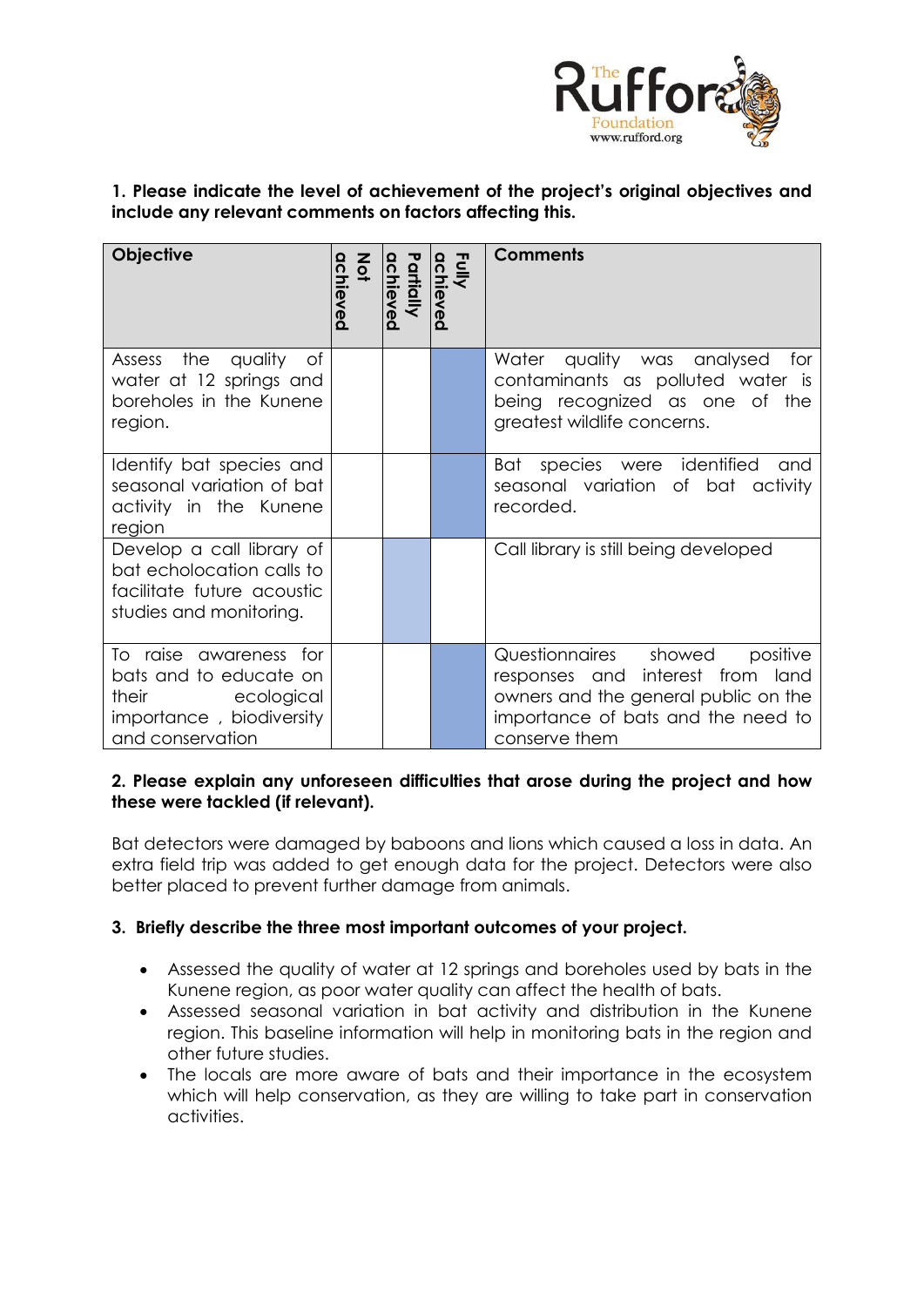**1. Please indicate the level of achievement of the project's original objectives and include any relevant comments on factors affecting this.**

| Objective | Not achieved | Partially achieved | Fully achieved | Comments |
|---|---|---|---|---|
| Assess the quality of water at 12 springs and boreholes in the Kunene region. | | | X | Water quality was analysed for contaminants as polluted water is being recognized as one of the greatest wildlife concerns. |
| Identify bat species and seasonal variation of bat activity in the Kunene region | | | X | Bat species were identified and seasonal variation of bat activity recorded. |
| Develop a call library of bat echolocation calls to facilitate future acoustic studies and monitoring. | | X | | Call library is still being developed |
| To raise awareness for bats and to educate on their ecological importance , biodiversity and conservation | | | X | Questionnaires showed positive responses and interest from land owners and the general public on the importance of bats and the need to conserve them |

**2. Please explain any unforeseen difficulties that arose during the project and how these were tackled (if relevant).**

Bat detectors were damaged by baboons and lions which caused a loss in data. An extra field trip was added to get enough data for the project. Detectors were also better placed to prevent further damage from animals.

**3. Briefly describe the three most important outcomes of your project.**

- Assessed the quality of water at 12 springs and boreholes used by bats in the Kunene region, as poor water quality can affect the health of bats.
- Assessed seasonal variation in bat activity and distribution in the Kunene region. This baseline information will help in monitoring bats in the region and other future studies.
- The locals are more aware of bats and their importance in the ecosystem which will help conservation, as they are willing to take part in conservation activities.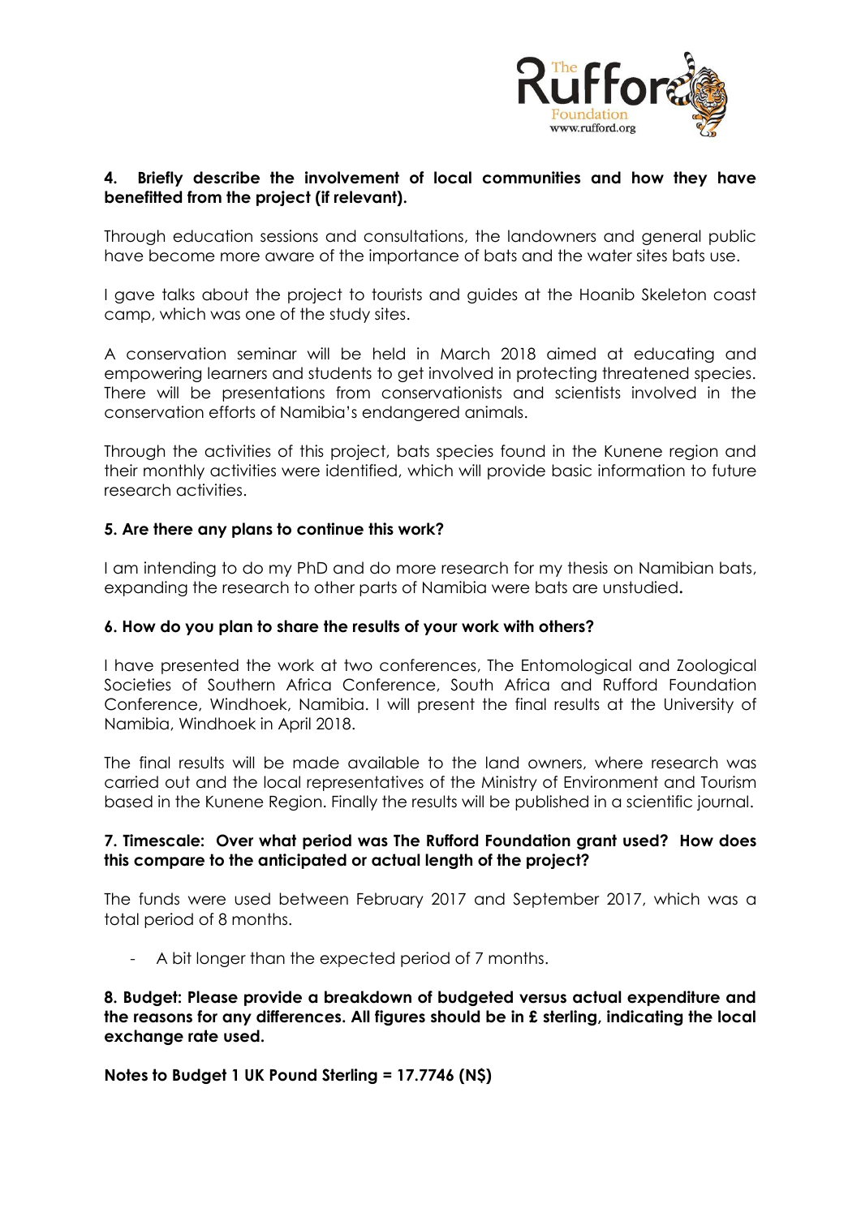**4. Briefly describe the involvement of local communities and how they have benefitted from the project (if relevant).**

Through education sessions and consultations, the landowners and general public have become more aware of the importance of bats and the water sites bats use.

I gave talks about the project to tourists and guides at the Hoanib Skeleton coast camp, which was one of the study sites.

A conservation seminar will be held in March 2018 aimed at educating and empowering learners and students to get involved in protecting threatened species. There will be presentations from conservationists and scientists involved in the conservation efforts of Namibia's endangered animals.

Through the activities of this project, bats species found in the Kunene region and their monthly activities were identified, which will provide basic information to future research activities.

**5. Are there any plans to continue this work?**

I am intending to do my PhD and do more research for my thesis on Namibian bats, expanding the research to other parts of Namibia were bats are unstudied**.**

**6. How do you plan to share the results of your work with others?**

I have presented the work at two conferences, The Entomological and Zoological Societies of Southern Africa Conference, South Africa and Rufford Foundation Conference, Windhoek, Namibia. I will present the final results at the University of Namibia, Windhoek in April 2018.

The final results will be made available to the land owners, where research was carried out and the local representatives of the Ministry of Environment and Tourism based in the Kunene Region. Finally the results will be published in a scientific journal.

**7. Timescale: Over what period was The Rufford Foundation grant used? How does this compare to the anticipated or actual length of the project?**

The funds were used between February 2017 and September 2017, which was a total period of 8 months.

- A bit longer than the expected period of 7 months.

**8. Budget: Please provide a breakdown of budgeted versus actual expenditure and the reasons for any differences. All figures should be in £ sterling, indicating the local exchange rate used.**

**Notes to Budget 1 UK Pound Sterling = 17.7746 (N$)**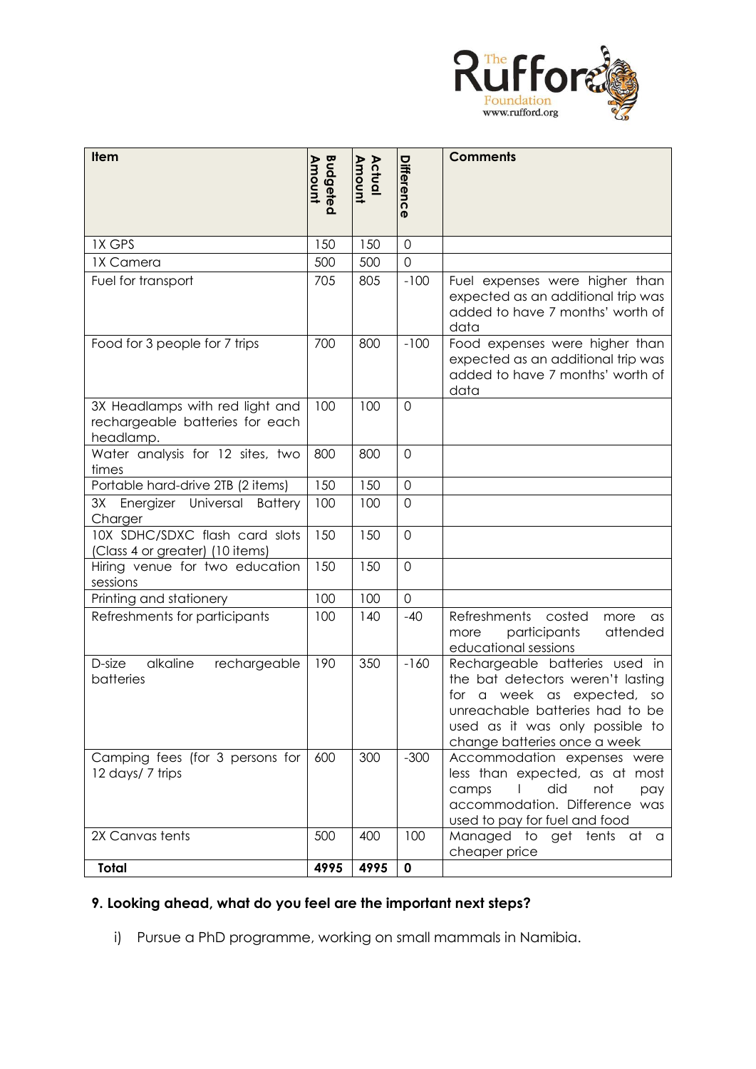| Item | Budgeted Amount | Actual Amount | Difference | Comments |
|---|---|---|---|---|
| 1X GPS | 150 | 150 | 0 | |
| 1X Camera | 500 | 500 | 0 | |
| Fuel for transport | 705 | 805 | -100 | Fuel expenses were higher than expected as an additional trip was added to have 7 months' worth of data |
| Food for 3 people for 7 trips | 700 | 800 | -100 | Food expenses were higher than expected as an additional trip was added to have 7 months' worth of data |
| 3X Headlamps with red light and rechargeable batteries for each headlamp. | 100 | 100 | 0 | |
| Water analysis for 12 sites, two times | 800 | 800 | 0 | |
| Portable hard-drive 2TB (2 items) | 150 | 150 | 0 | |
| 3X Energizer Universal Battery Charger | 100 | 100 | 0 | |
| 10X SDHC/SDXC flash card slots (Class 4 or greater) (10 items) | 150 | 150 | 0 | |
| Hiring venue for two education sessions | 150 | 150 | 0 | |
| Printing and stationery | 100 | 100 | 0 | |
| Refreshments for participants | 100 | 140 | -40 | Refreshments costed more as more participants attended educational sessions |
| D-size alkaline rechargeable batteries | 190 | 350 | -160 | Rechargeable batteries used in the bat detectors weren't lasting for a week as expected, so unreachable batteries had to be used as it was only possible to change batteries once a week |
| Camping fees (for 3 persons for 12 days/ 7 trips | 600 | 300 | -300 | Accommodation expenses were less than expected, as at most camps I did not pay accommodation. Difference was used to pay for fuel and food |
| 2X Canvas tents | 500 | 400 | 100 | Managed to get tents at a cheaper price |
| **Total** | **4995** | **4995** | **0** | |

**9. Looking ahead, what do you feel are the important next steps?**

i) Pursue a PhD programme, working on small mammals in Namibia.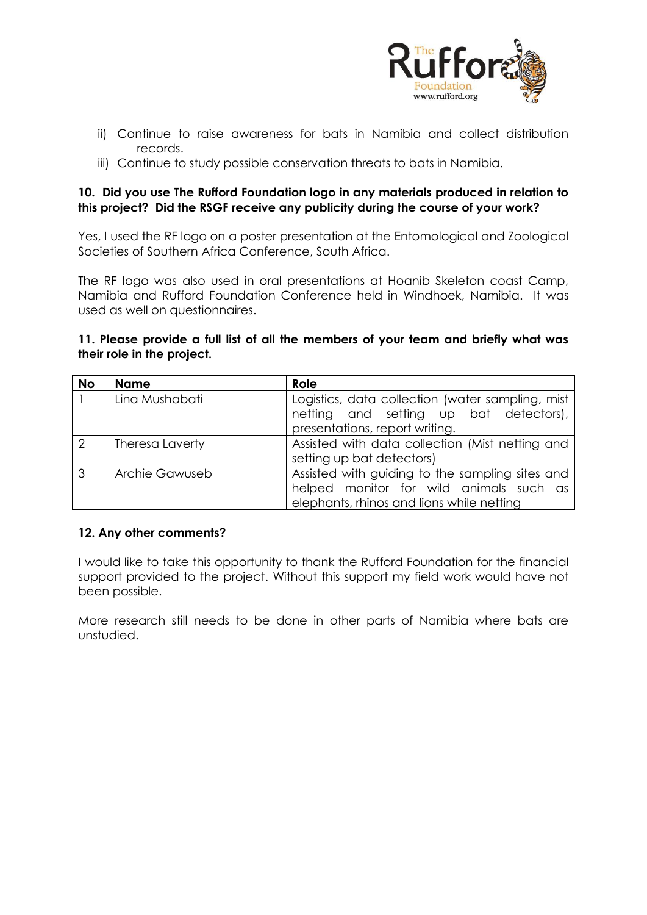ii) Continue to raise awareness for bats in Namibia and collect distribution records.
iii) Continue to study possible conservation threats to bats in Namibia.

**10. Did you use The Rufford Foundation logo in any materials produced in relation to this project? Did the RSGF receive any publicity during the course of your work?**

Yes, I used the RF logo on a poster presentation at the Entomological and Zoological Societies of Southern Africa Conference, South Africa.

The RF logo was also used in oral presentations at Hoanib Skeleton coast Camp, Namibia and Rufford Foundation Conference held in Windhoek, Namibia. It was used as well on questionnaires.

**11. Please provide a full list of all the members of your team and briefly what was their role in the project.**

| No | Name | Role |
|---|---|---|
| 1 | Lina Mushabati | Logistics, data collection (water sampling, mist netting and setting up bat detectors), presentations, report writing. |
| 2 | Theresa Laverty | Assisted with data collection (Mist netting and setting up bat detectors) |
| 3 | Archie Gawuseb | Assisted with guiding to the sampling sites and helped monitor for wild animals such as elephants, rhinos and lions while netting |

**12. Any other comments?**

I would like to take this opportunity to thank the Rufford Foundation for the financial support provided to the project. Without this support my field work would have not been possible.

More research still needs to be done in other parts of Namibia where bats are unstudied.